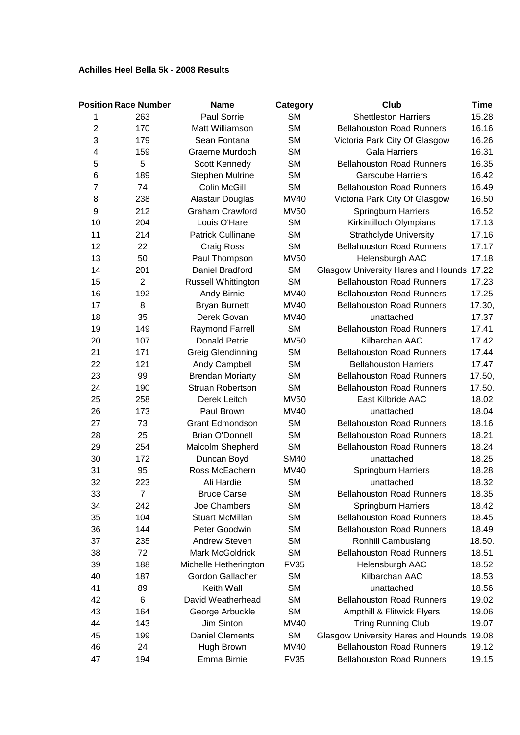**Achilles Heel Bella 5k - 2008 Results**

| Position | Race Number | Name | Category | Club | Time |
|---|---|---|---|---|---|
| 1 | 263 | Paul Sorrie | SM | Shettleston Harriers | 15.28 |
| 2 | 170 | Matt Williamson | SM | Bellahouston Road Runners | 16.16 |
| 3 | 179 | Sean Fontana | SM | Victoria Park City Of Glasgow | 16.26 |
| 4 | 159 | Graeme Murdoch | SM | Gala Harriers | 16.31 |
| 5 | 5 | Scott Kennedy | SM | Bellahouston Road Runners | 16.35 |
| 6 | 189 | Stephen Mulrine | SM | Garscube Harriers | 16.42 |
| 7 | 74 | Colin McGill | SM | Bellahouston Road Runners | 16.49 |
| 8 | 238 | Alastair Douglas | MV40 | Victoria Park City Of Glasgow | 16.50 |
| 9 | 212 | Graham Crawford | MV50 | Springburn Harriers | 16.52 |
| 10 | 204 | Louis O'Hare | SM | Kirkintilloch Olympians | 17.13 |
| 11 | 214 | Patrick Cullinane | SM | Strathclyde University | 17.16 |
| 12 | 22 | Craig Ross | SM | Bellahouston Road Runners | 17.17 |
| 13 | 50 | Paul Thompson | MV50 | Helensburgh AAC | 17.18 |
| 14 | 201 | Daniel Bradford | SM | Glasgow University Hares and Hounds | 17.22 |
| 15 | 2 | Russell Whittington | SM | Bellahouston Road Runners | 17.23 |
| 16 | 192 | Andy Birnie | MV40 | Bellahouston Road Runners | 17.25 |
| 17 | 8 | Bryan Burnett | MV40 | Bellahouston Road Runners | 17.30, |
| 18 | 35 | Derek Govan | MV40 | unattached | 17.37 |
| 19 | 149 | Raymond Farrell | SM | Bellahouston Road Runners | 17.41 |
| 20 | 107 | Donald Petrie | MV50 | Kilbarchan AAC | 17.42 |
| 21 | 171 | Greig Glendinning | SM | Bellahouston Road Runners | 17.44 |
| 22 | 121 | Andy Campbell | SM | Bellahouston Harriers | 17.47 |
| 23 | 99 | Brendan Moriarty | SM | Bellahouston Road Runners | 17.50, |
| 24 | 190 | Struan Robertson | SM | Bellahouston Road Runners | 17.50. |
| 25 | 258 | Derek Leitch | MV50 | East Kilbride AAC | 18.02 |
| 26 | 173 | Paul Brown | MV40 | unattached | 18.04 |
| 27 | 73 | Grant Edmondson | SM | Bellahouston Road Runners | 18.16 |
| 28 | 25 | Brian O'Donnell | SM | Bellahouston Road Runners | 18.21 |
| 29 | 254 | Malcolm Shepherd | SM | Bellahouston Road Runners | 18.24 |
| 30 | 172 | Duncan Boyd | SM40 | unattached | 18.25 |
| 31 | 95 | Ross McEachern | MV40 | Springburn Harriers | 18.28 |
| 32 | 223 | Ali Hardie | SM | unattached | 18.32 |
| 33 | 7 | Bruce Carse | SM | Bellahouston Road Runners | 18.35 |
| 34 | 242 | Joe Chambers | SM | Springburn Harriers | 18.42 |
| 35 | 104 | Stuart McMillan | SM | Bellahouston Road Runners | 18.45 |
| 36 | 144 | Peter Goodwin | SM | Bellahouston Road Runners | 18.49 |
| 37 | 235 | Andrew Steven | SM | Ronhill Cambuslang | 18.50. |
| 38 | 72 | Mark McGoldrick | SM | Bellahouston Road Runners | 18.51 |
| 39 | 188 | Michelle Hetherington | FV35 | Helensburgh AAC | 18.52 |
| 40 | 187 | Gordon Gallacher | SM | Kilbarchan AAC | 18.53 |
| 41 | 89 | Keith Wall | SM | unattached | 18.56 |
| 42 | 6 | David Weatherhead | SM | Bellahouston Road Runners | 19.02 |
| 43 | 164 | George Arbuckle | SM | Ampthill & Flitwick Flyers | 19.06 |
| 44 | 143 | Jim Sinton | MV40 | Tring Running Club | 19.07 |
| 45 | 199 | Daniel Clements | SM | Glasgow University Hares and Hounds | 19.08 |
| 46 | 24 | Hugh Brown | MV40 | Bellahouston Road Runners | 19.12 |
| 47 | 194 | Emma Birnie | FV35 | Bellahouston Road Runners | 19.15 |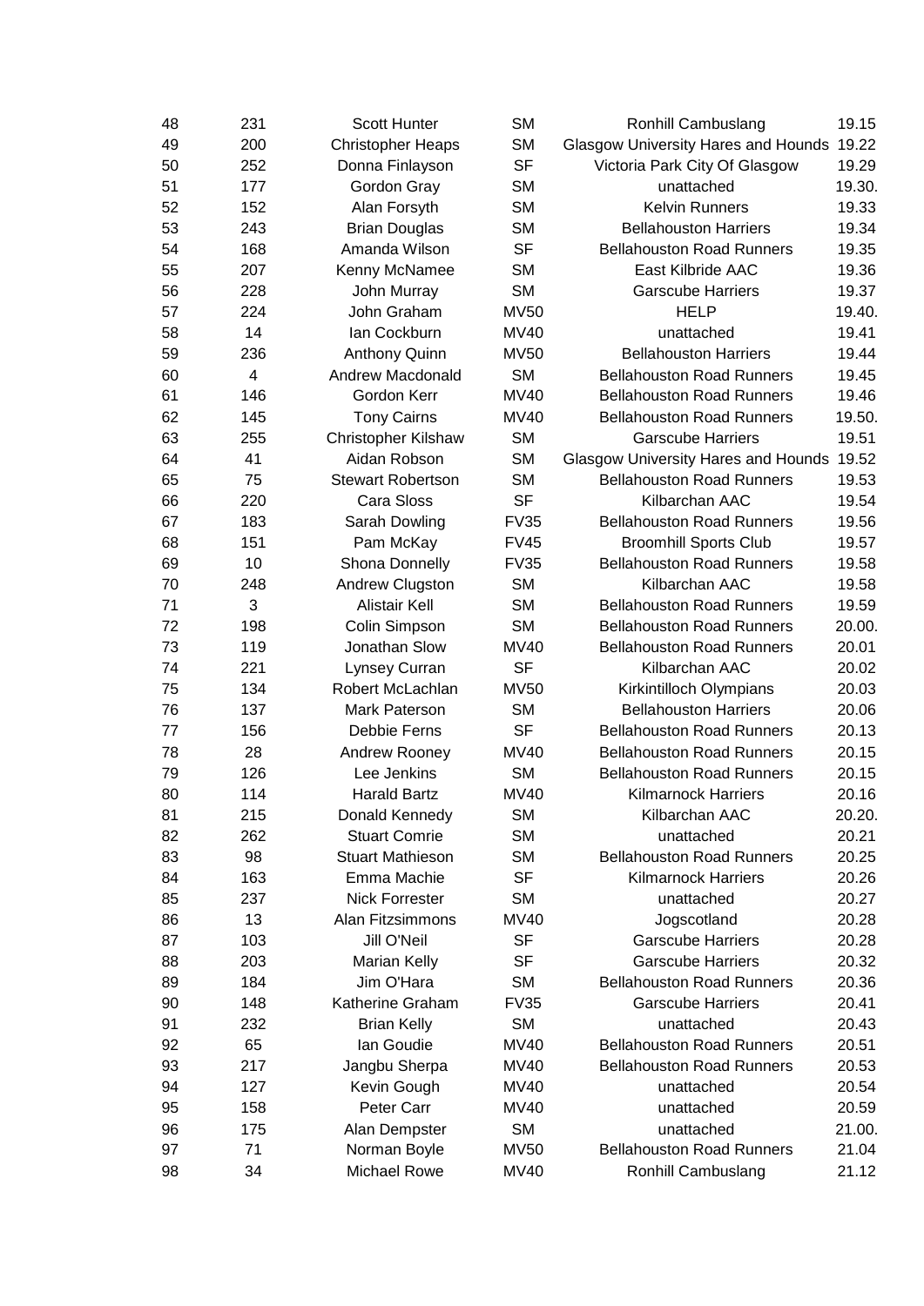| | | | | | |
|---|---|---|---|---|---|
| 48 | 231 | Scott Hunter | SM | Ronhill Cambuslang | 19.15 |
| 49 | 200 | Christopher Heaps | SM | Glasgow University Hares and Hounds | 19.22 |
| 50 | 252 | Donna Finlayson | SF | Victoria Park City Of Glasgow | 19.29 |
| 51 | 177 | Gordon Gray | SM | unattached | 19.30. |
| 52 | 152 | Alan Forsyth | SM | Kelvin Runners | 19.33 |
| 53 | 243 | Brian Douglas | SM | Bellahouston Harriers | 19.34 |
| 54 | 168 | Amanda Wilson | SF | Bellahouston Road Runners | 19.35 |
| 55 | 207 | Kenny McNamee | SM | East Kilbride AAC | 19.36 |
| 56 | 228 | John Murray | SM | Garscube Harriers | 19.37 |
| 57 | 224 | John Graham | MV50 | HELP | 19.40. |
| 58 | 14 | Ian Cockburn | MV40 | unattached | 19.41 |
| 59 | 236 | Anthony Quinn | MV50 | Bellahouston Harriers | 19.44 |
| 60 | 4 | Andrew Macdonald | SM | Bellahouston Road Runners | 19.45 |
| 61 | 146 | Gordon Kerr | MV40 | Bellahouston Road Runners | 19.46 |
| 62 | 145 | Tony Cairns | MV40 | Bellahouston Road Runners | 19.50. |
| 63 | 255 | Christopher Kilshaw | SM | Garscube Harriers | 19.51 |
| 64 | 41 | Aidan Robson | SM | Glasgow University Hares and Hounds | 19.52 |
| 65 | 75 | Stewart Robertson | SM | Bellahouston Road Runners | 19.53 |
| 66 | 220 | Cara Sloss | SF | Kilbarchan AAC | 19.54 |
| 67 | 183 | Sarah Dowling | FV35 | Bellahouston Road Runners | 19.56 |
| 68 | 151 | Pam McKay | FV45 | Broomhill Sports Club | 19.57 |
| 69 | 10 | Shona Donnelly | FV35 | Bellahouston Road Runners | 19.58 |
| 70 | 248 | Andrew Clugston | SM | Kilbarchan AAC | 19.58 |
| 71 | 3 | Alistair Kell | SM | Bellahouston Road Runners | 19.59 |
| 72 | 198 | Colin Simpson | SM | Bellahouston Road Runners | 20.00. |
| 73 | 119 | Jonathan Slow | MV40 | Bellahouston Road Runners | 20.01 |
| 74 | 221 | Lynsey Curran | SF | Kilbarchan AAC | 20.02 |
| 75 | 134 | Robert McLachlan | MV50 | Kirkintilloch Olympians | 20.03 |
| 76 | 137 | Mark Paterson | SM | Bellahouston Harriers | 20.06 |
| 77 | 156 | Debbie Ferns | SF | Bellahouston Road Runners | 20.13 |
| 78 | 28 | Andrew Rooney | MV40 | Bellahouston Road Runners | 20.15 |
| 79 | 126 | Lee Jenkins | SM | Bellahouston Road Runners | 20.15 |
| 80 | 114 | Harald Bartz | MV40 | Kilmarnock Harriers | 20.16 |
| 81 | 215 | Donald Kennedy | SM | Kilbarchan AAC | 20.20. |
| 82 | 262 | Stuart Comrie | SM | unattached | 20.21 |
| 83 | 98 | Stuart Mathieson | SM | Bellahouston Road Runners | 20.25 |
| 84 | 163 | Emma Machie | SF | Kilmarnock Harriers | 20.26 |
| 85 | 237 | Nick Forrester | SM | unattached | 20.27 |
| 86 | 13 | Alan Fitzsimmons | MV40 | Jogscotland | 20.28 |
| 87 | 103 | Jill O'Neil | SF | Garscube Harriers | 20.28 |
| 88 | 203 | Marian Kelly | SF | Garscube Harriers | 20.32 |
| 89 | 184 | Jim O'Hara | SM | Bellahouston Road Runners | 20.36 |
| 90 | 148 | Katherine Graham | FV35 | Garscube Harriers | 20.41 |
| 91 | 232 | Brian Kelly | SM | unattached | 20.43 |
| 92 | 65 | Ian Goudie | MV40 | Bellahouston Road Runners | 20.51 |
| 93 | 217 | Jangbu Sherpa | MV40 | Bellahouston Road Runners | 20.53 |
| 94 | 127 | Kevin Gough | MV40 | unattached | 20.54 |
| 95 | 158 | Peter Carr | MV40 | unattached | 20.59 |
| 96 | 175 | Alan Dempster | SM | unattached | 21.00. |
| 97 | 71 | Norman Boyle | MV50 | Bellahouston Road Runners | 21.04 |
| 98 | 34 | Michael Rowe | MV40 | Ronhill Cambuslang | 21.12 |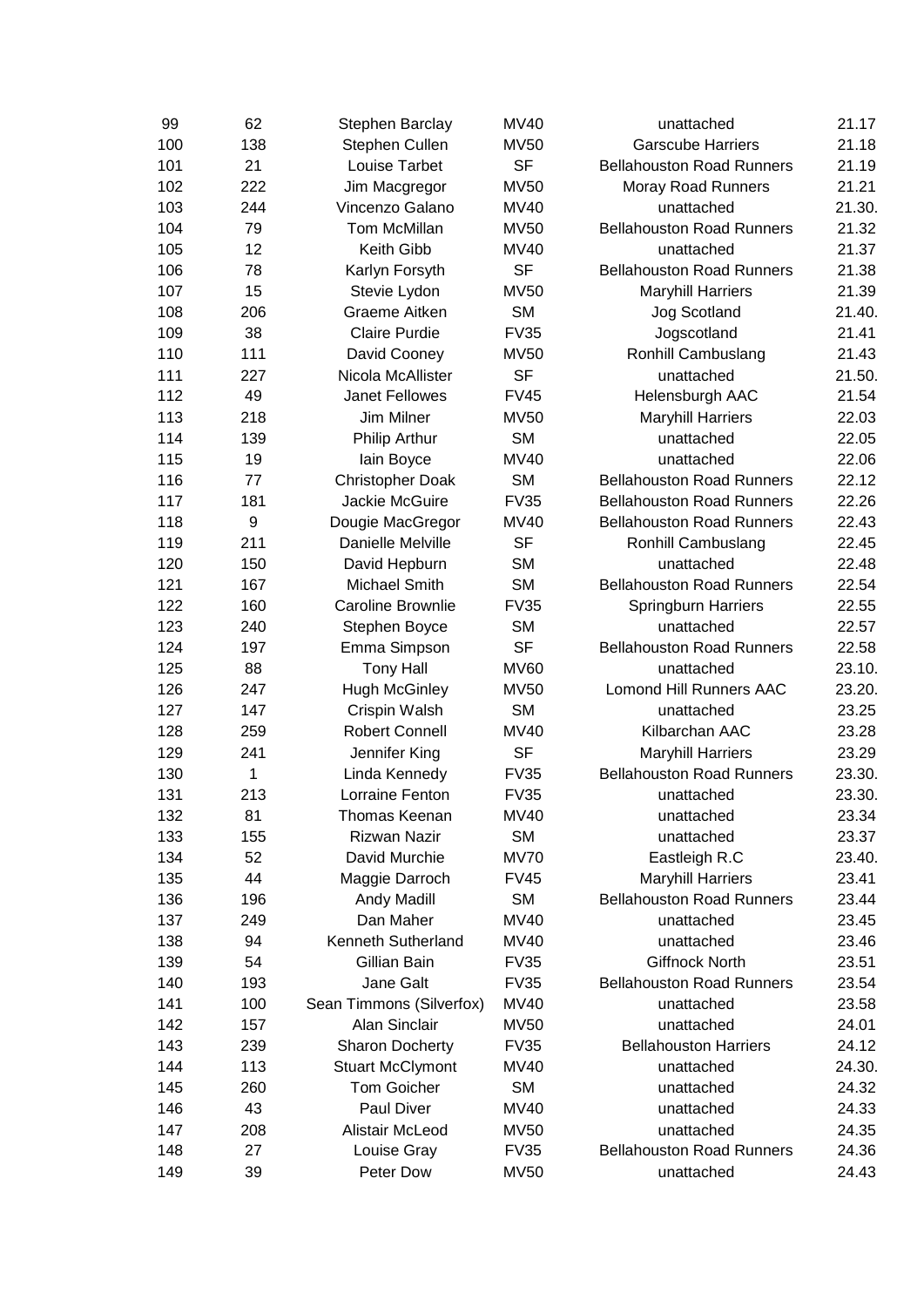| 99 | 62 | Stephen Barclay | MV40 | unattached | 21.17 |
|---|---|---|---|---|---|
| 100 | 138 | Stephen Cullen | MV50 | Garscube Harriers | 21.18 |
| 101 | 21 | Louise Tarbet | SF | Bellahouston Road Runners | 21.19 |
| 102 | 222 | Jim Macgregor | MV50 | Moray Road Runners | 21.21 |
| 103 | 244 | Vincenzo Galano | MV40 | unattached | 21.30. |
| 104 | 79 | Tom McMillan | MV50 | Bellahouston Road Runners | 21.32 |
| 105 | 12 | Keith Gibb | MV40 | unattached | 21.37 |
| 106 | 78 | Karlyn Forsyth | SF | Bellahouston Road Runners | 21.38 |
| 107 | 15 | Stevie Lydon | MV50 | Maryhill Harriers | 21.39 |
| 108 | 206 | Graeme Aitken | SM | Jog Scotland | 21.40. |
| 109 | 38 | Claire Purdie | FV35 | Jogscotland | 21.41 |
| 110 | 111 | David Cooney | MV50 | Ronhill Cambuslang | 21.43 |
| 111 | 227 | Nicola McAllister | SF | unattached | 21.50. |
| 112 | 49 | Janet Fellowes | FV45 | Helensburgh AAC | 21.54 |
| 113 | 218 | Jim Milner | MV50 | Maryhill Harriers | 22.03 |
| 114 | 139 | Philip Arthur | SM | unattached | 22.05 |
| 115 | 19 | Iain Boyce | MV40 | unattached | 22.06 |
| 116 | 77 | Christopher Doak | SM | Bellahouston Road Runners | 22.12 |
| 117 | 181 | Jackie McGuire | FV35 | Bellahouston Road Runners | 22.26 |
| 118 | 9 | Dougie MacGregor | MV40 | Bellahouston Road Runners | 22.43 |
| 119 | 211 | Danielle Melville | SF | Ronhill Cambuslang | 22.45 |
| 120 | 150 | David Hepburn | SM | unattached | 22.48 |
| 121 | 167 | Michael Smith | SM | Bellahouston Road Runners | 22.54 |
| 122 | 160 | Caroline Brownlie | FV35 | Springburn Harriers | 22.55 |
| 123 | 240 | Stephen Boyce | SM | unattached | 22.57 |
| 124 | 197 | Emma Simpson | SF | Bellahouston Road Runners | 22.58 |
| 125 | 88 | Tony Hall | MV60 | unattached | 23.10. |
| 126 | 247 | Hugh McGinley | MV50 | Lomond Hill Runners AAC | 23.20. |
| 127 | 147 | Crispin Walsh | SM | unattached | 23.25 |
| 128 | 259 | Robert Connell | MV40 | Kilbarchan AAC | 23.28 |
| 129 | 241 | Jennifer King | SF | Maryhill Harriers | 23.29 |
| 130 | 1 | Linda Kennedy | FV35 | Bellahouston Road Runners | 23.30. |
| 131 | 213 | Lorraine Fenton | FV35 | unattached | 23.30. |
| 132 | 81 | Thomas Keenan | MV40 | unattached | 23.34 |
| 133 | 155 | Rizwan Nazir | SM | unattached | 23.37 |
| 134 | 52 | David Murchie | MV70 | Eastleigh R.C | 23.40. |
| 135 | 44 | Maggie Darroch | FV45 | Maryhill Harriers | 23.41 |
| 136 | 196 | Andy Madill | SM | Bellahouston Road Runners | 23.44 |
| 137 | 249 | Dan Maher | MV40 | unattached | 23.45 |
| 138 | 94 | Kenneth Sutherland | MV40 | unattached | 23.46 |
| 139 | 54 | Gillian Bain | FV35 | Giffnock North | 23.51 |
| 140 | 193 | Jane Galt | FV35 | Bellahouston Road Runners | 23.54 |
| 141 | 100 | Sean Timmons (Silverfox) | MV40 | unattached | 23.58 |
| 142 | 157 | Alan Sinclair | MV50 | unattached | 24.01 |
| 143 | 239 | Sharon Docherty | FV35 | Bellahouston Harriers | 24.12 |
| 144 | 113 | Stuart McClymont | MV40 | unattached | 24.30. |
| 145 | 260 | Tom Goicher | SM | unattached | 24.32 |
| 146 | 43 | Paul Diver | MV40 | unattached | 24.33 |
| 147 | 208 | Alistair McLeod | MV50 | unattached | 24.35 |
| 148 | 27 | Louise Gray | FV35 | Bellahouston Road Runners | 24.36 |
| 149 | 39 | Peter Dow | MV50 | unattached | 24.43 |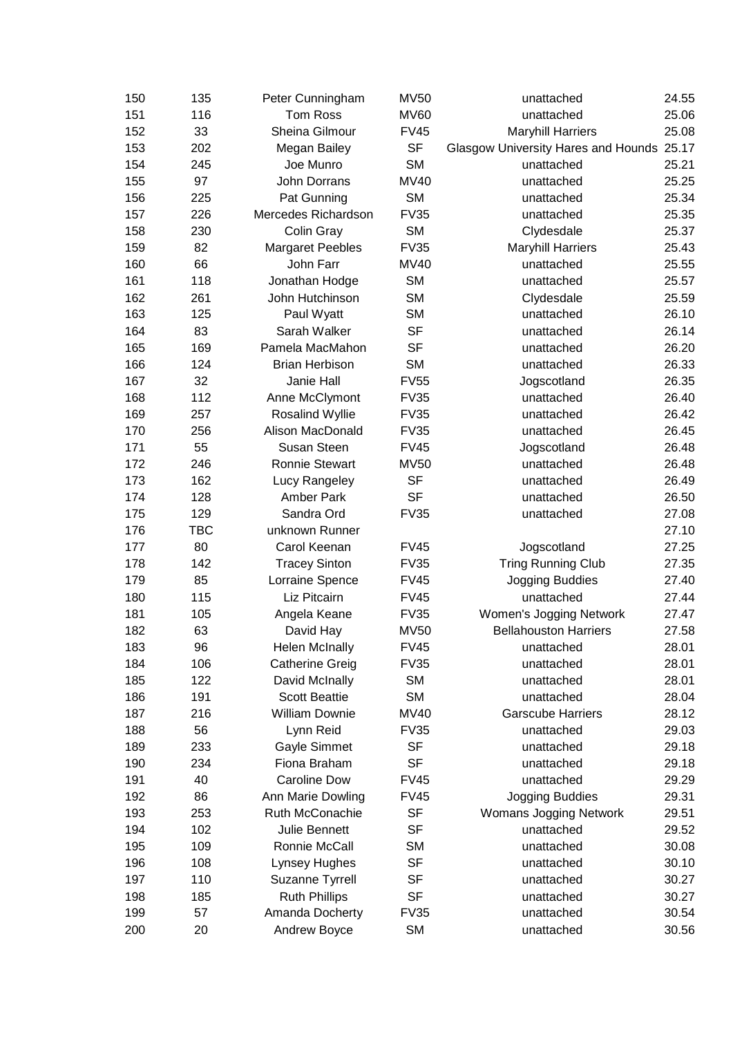| | | | | | |
|---|---|---|---|---|---|
| 150 | 135 | Peter Cunningham | MV50 | unattached | 24.55 |
| 151 | 116 | Tom Ross | MV60 | unattached | 25.06 |
| 152 | 33 | Sheina Gilmour | FV45 | Maryhill Harriers | 25.08 |
| 153 | 202 | Megan Bailey | SF | Glasgow University Hares and Hounds | 25.17 |
| 154 | 245 | Joe Munro | SM | unattached | 25.21 |
| 155 | 97 | John Dorrans | MV40 | unattached | 25.25 |
| 156 | 225 | Pat Gunning | SM | unattached | 25.34 |
| 157 | 226 | Mercedes Richardson | FV35 | unattached | 25.35 |
| 158 | 230 | Colin Gray | SM | Clydesdale | 25.37 |
| 159 | 82 | Margaret Peebles | FV35 | Maryhill Harriers | 25.43 |
| 160 | 66 | John Farr | MV40 | unattached | 25.55 |
| 161 | 118 | Jonathan Hodge | SM | unattached | 25.57 |
| 162 | 261 | John Hutchinson | SM | Clydesdale | 25.59 |
| 163 | 125 | Paul Wyatt | SM | unattached | 26.10 |
| 164 | 83 | Sarah Walker | SF | unattached | 26.14 |
| 165 | 169 | Pamela MacMahon | SF | unattached | 26.20 |
| 166 | 124 | Brian Herbison | SM | unattached | 26.33 |
| 167 | 32 | Janie Hall | FV55 | Jogscotland | 26.35 |
| 168 | 112 | Anne McClymont | FV35 | unattached | 26.40 |
| 169 | 257 | Rosalind Wyllie | FV35 | unattached | 26.42 |
| 170 | 256 | Alison MacDonald | FV35 | unattached | 26.45 |
| 171 | 55 | Susan Steen | FV45 | Jogscotland | 26.48 |
| 172 | 246 | Ronnie Stewart | MV50 | unattached | 26.48 |
| 173 | 162 | Lucy Rangeley | SF | unattached | 26.49 |
| 174 | 128 | Amber Park | SF | unattached | 26.50 |
| 175 | 129 | Sandra Ord | FV35 | unattached | 27.08 |
| 176 | TBC | unknown Runner | | | 27.10 |
| 177 | 80 | Carol Keenan | FV45 | Jogscotland | 27.25 |
| 178 | 142 | Tracey Sinton | FV35 | Tring Running Club | 27.35 |
| 179 | 85 | Lorraine Spence | FV45 | Jogging Buddies | 27.40 |
| 180 | 115 | Liz Pitcairn | FV45 | unattached | 27.44 |
| 181 | 105 | Angela Keane | FV35 | Women's Jogging Network | 27.47 |
| 182 | 63 | David Hay | MV50 | Bellahouston Harriers | 27.58 |
| 183 | 96 | Helen McInally | FV45 | unattached | 28.01 |
| 184 | 106 | Catherine Greig | FV35 | unattached | 28.01 |
| 185 | 122 | David McInally | SM | unattached | 28.01 |
| 186 | 191 | Scott Beattie | SM | unattached | 28.04 |
| 187 | 216 | William Downie | MV40 | Garscube Harriers | 28.12 |
| 188 | 56 | Lynn Reid | FV35 | unattached | 29.03 |
| 189 | 233 | Gayle Simmet | SF | unattached | 29.18 |
| 190 | 234 | Fiona Braham | SF | unattached | 29.18 |
| 191 | 40 | Caroline Dow | FV45 | unattached | 29.29 |
| 192 | 86 | Ann Marie Dowling | FV45 | Jogging Buddies | 29.31 |
| 193 | 253 | Ruth McConachie | SF | Womans Jogging Network | 29.51 |
| 194 | 102 | Julie Bennett | SF | unattached | 29.52 |
| 195 | 109 | Ronnie McCall | SM | unattached | 30.08 |
| 196 | 108 | Lynsey Hughes | SF | unattached | 30.10 |
| 197 | 110 | Suzanne Tyrrell | SF | unattached | 30.27 |
| 198 | 185 | Ruth Phillips | SF | unattached | 30.27 |
| 199 | 57 | Amanda Docherty | FV35 | unattached | 30.54 |
| 200 | 20 | Andrew Boyce | SM | unattached | 30.56 |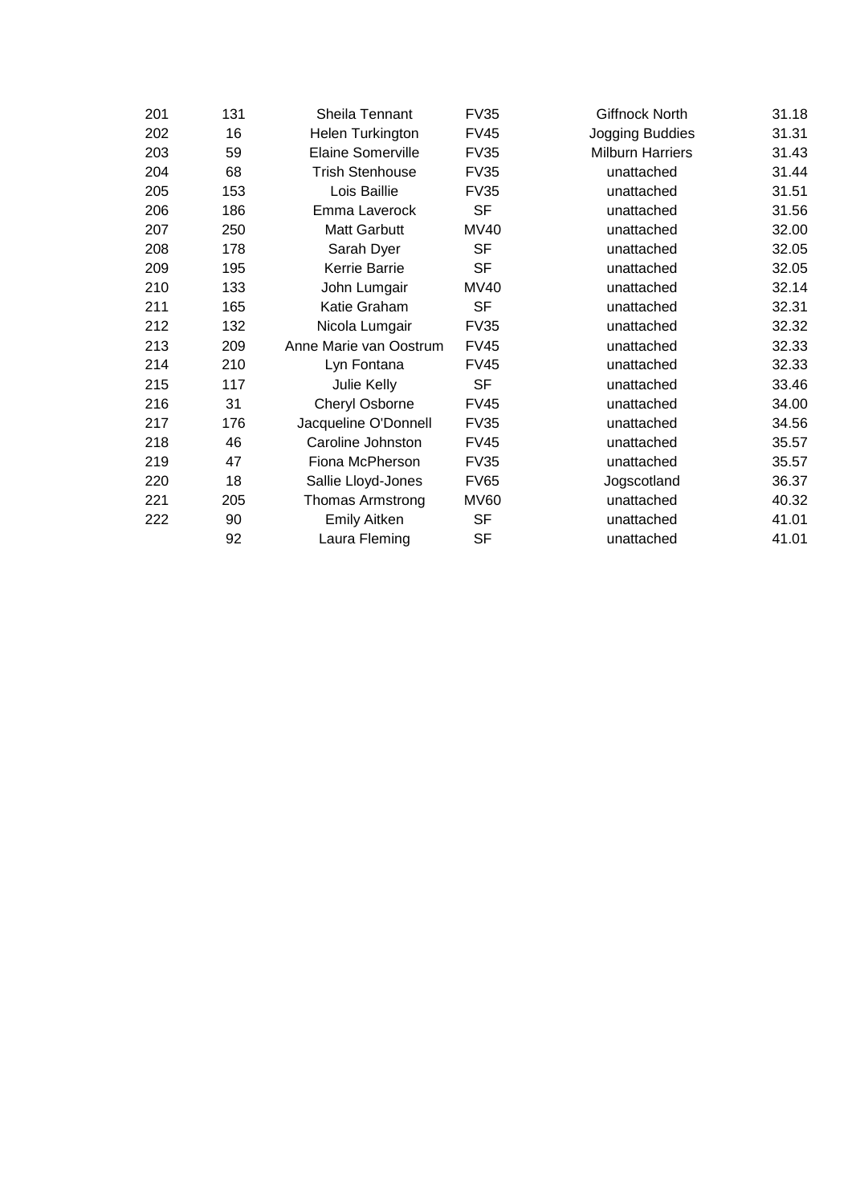| | | | | | |
|---|---|---|---|---|---|
| 201 | 131 | Sheila Tennant | FV35 | Giffnock North | 31.18 |
| 202 | 16 | Helen Turkington | FV45 | Jogging Buddies | 31.31 |
| 203 | 59 | Elaine Somerville | FV35 | Milburn Harriers | 31.43 |
| 204 | 68 | Trish Stenhouse | FV35 | unattached | 31.44 |
| 205 | 153 | Lois Baillie | FV35 | unattached | 31.51 |
| 206 | 186 | Emma Laverock | SF | unattached | 31.56 |
| 207 | 250 | Matt Garbutt | MV40 | unattached | 32.00 |
| 208 | 178 | Sarah Dyer | SF | unattached | 32.05 |
| 209 | 195 | Kerrie Barrie | SF | unattached | 32.05 |
| 210 | 133 | John Lumgair | MV40 | unattached | 32.14 |
| 211 | 165 | Katie Graham | SF | unattached | 32.31 |
| 212 | 132 | Nicola Lumgair | FV35 | unattached | 32.32 |
| 213 | 209 | Anne Marie van Oostrum | FV45 | unattached | 32.33 |
| 214 | 210 | Lyn Fontana | FV45 | unattached | 32.33 |
| 215 | 117 | Julie Kelly | SF | unattached | 33.46 |
| 216 | 31 | Cheryl Osborne | FV45 | unattached | 34.00 |
| 217 | 176 | Jacqueline O'Donnell | FV35 | unattached | 34.56 |
| 218 | 46 | Caroline Johnston | FV45 | unattached | 35.57 |
| 219 | 47 | Fiona McPherson | FV35 | unattached | 35.57 |
| 220 | 18 | Sallie Lloyd-Jones | FV65 | Jogscotland | 36.37 |
| 221 | 205 | Thomas Armstrong | MV60 | unattached | 40.32 |
| 222 | 90 | Emily Aitken | SF | unattached | 41.01 |
| | 92 | Laura Fleming | SF | unattached | 41.01 |